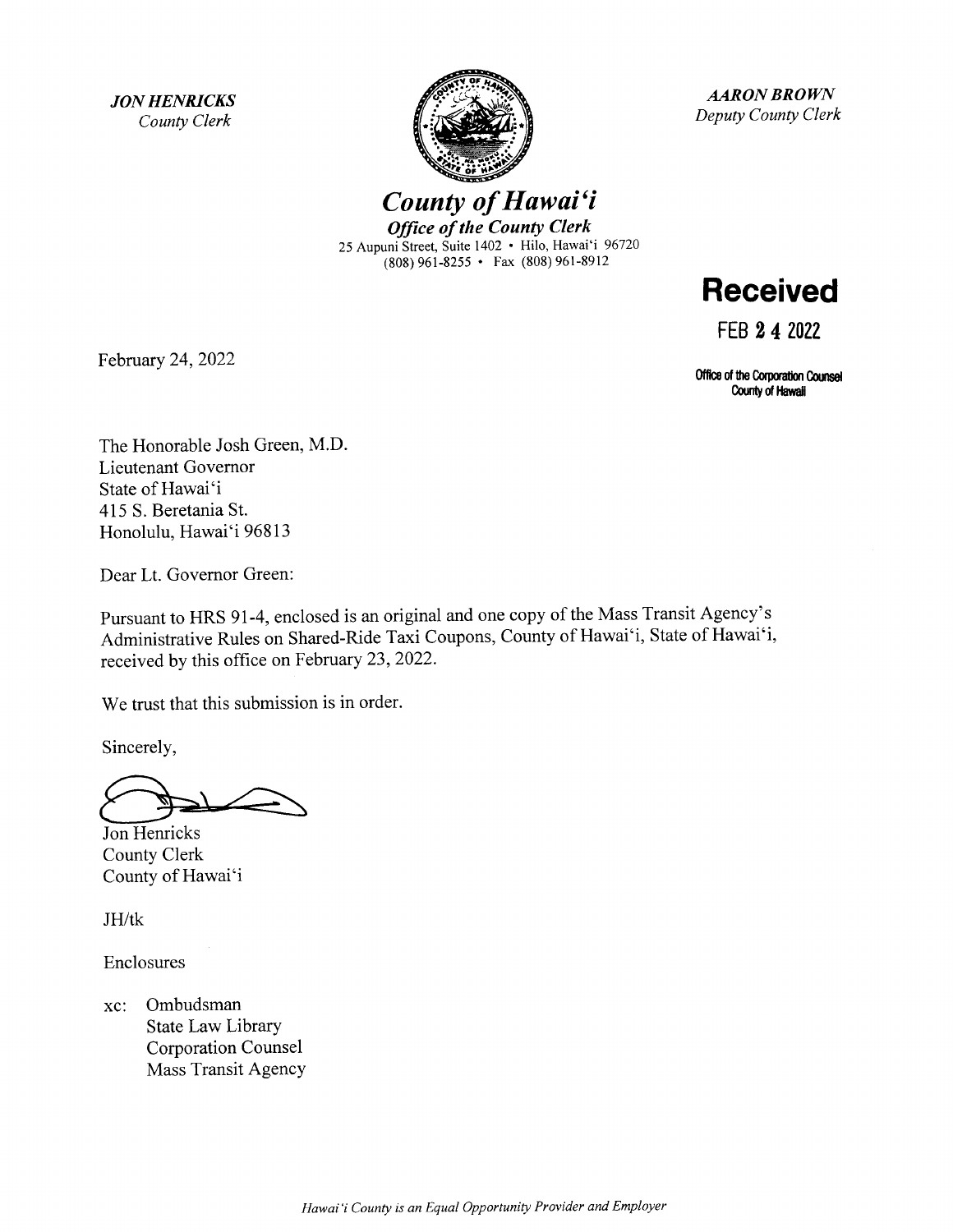*JON HENRICKS*
*County Clerk*

*AARON BROWN*
*Deputy County Clerk*

# *County of Hawaiʻi*

***Office of the County Clerk***
25 Aupuni Street, Suite 1402 • Hilo, Hawaiʻi 96720
(808) 961-8255 • Fax (808) 961-8912

**Received**

**FEB 24 2022**

**Office of the Corporation Counsel**
**County of Hawaii**

February 24, 2022

The Honorable Josh Green, M.D.
Lieutenant Governor
State of Hawaiʻi
415 S. Beretania St.
Honolulu, Hawaiʻi 96813

Dear Lt. Governor Green:

Pursuant to HRS 91-4, enclosed is an original and one copy of the Mass Transit Agency's Administrative Rules on Shared-Ride Taxi Coupons, County of Hawaiʻi, State of Hawaiʻi, received by this office on February 23, 2022.

We trust that this submission is in order.

Sincerely,

Jon Henricks
County Clerk
County of Hawaiʻi

JH/tk

Enclosures

xc: Ombudsman
State Law Library
Corporation Counsel
Mass Transit Agency

*Hawaiʻi County is an Equal Opportunity Provider and Employer*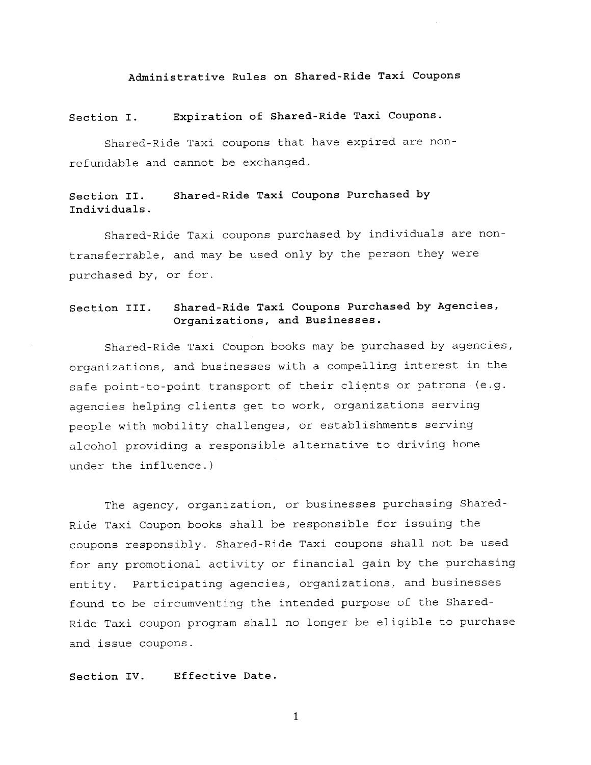# Administrative Rules on Shared-Ride Taxi Coupons

## Section I. Expiration of Shared-Ride Taxi Coupons.

Shared-Ride Taxi coupons that have expired are non-refundable and cannot be exchanged.

## Section II. Shared-Ride Taxi Coupons Purchased by Individuals.

Shared-Ride Taxi coupons purchased by individuals are non-transferrable, and may be used only by the person they were purchased by, or for.

## Section III. Shared-Ride Taxi Coupons Purchased by Agencies, Organizations, and Businesses.

Shared-Ride Taxi Coupon books may be purchased by agencies, organizations, and businesses with a compelling interest in the safe point-to-point transport of their clients or patrons (e.g. agencies helping clients get to work, organizations serving people with mobility challenges, or establishments serving alcohol providing a responsible alternative to driving home under the influence.)

The agency, organization, or businesses purchasing Shared-Ride Taxi Coupon books shall be responsible for issuing the coupons responsibly. Shared-Ride Taxi coupons shall not be used for any promotional activity or financial gain by the purchasing entity. Participating agencies, organizations, and businesses found to be circumventing the intended purpose of the Shared-Ride Taxi coupon program shall no longer be eligible to purchase and issue coupons.

## Section IV. Effective Date.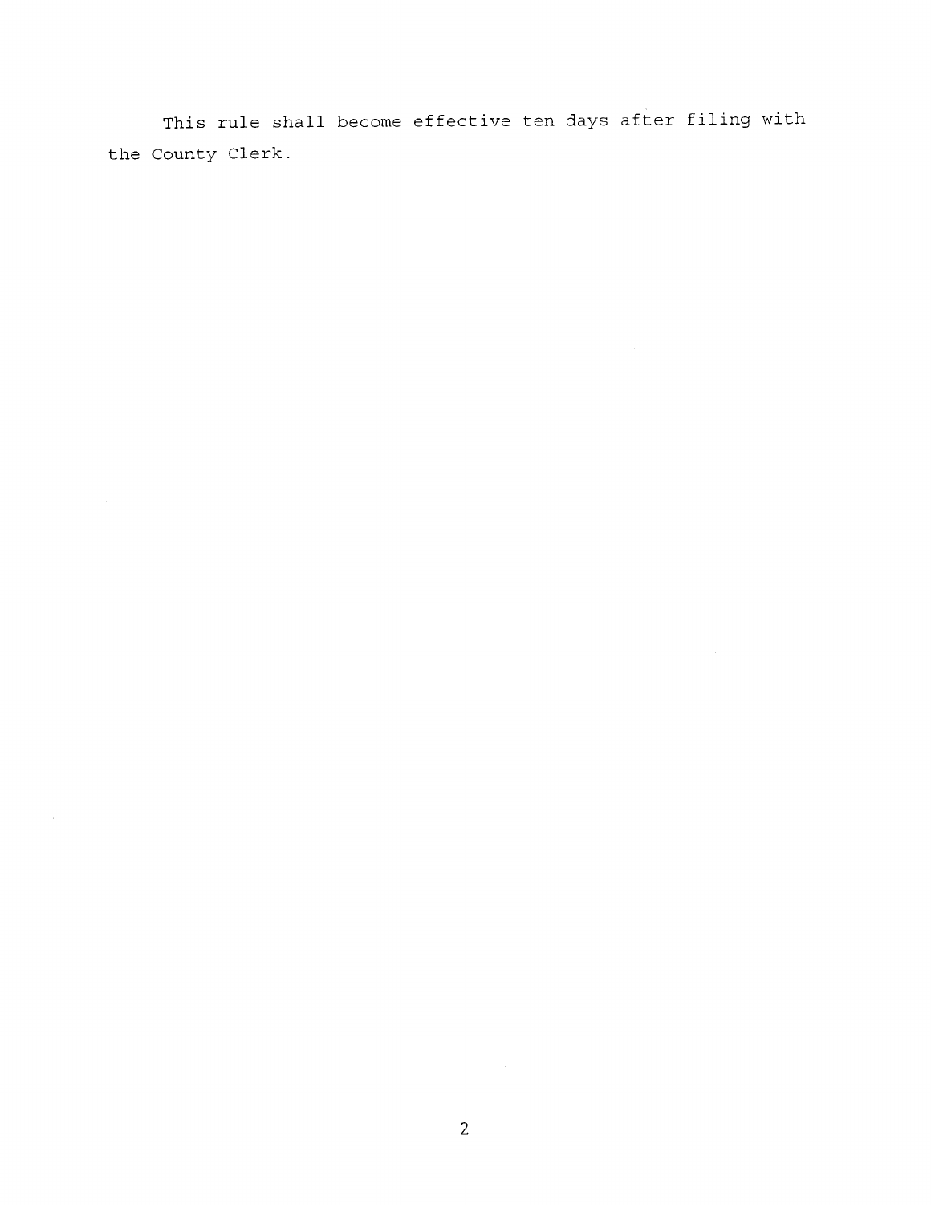This rule shall become effective ten days after filing with the County Clerk.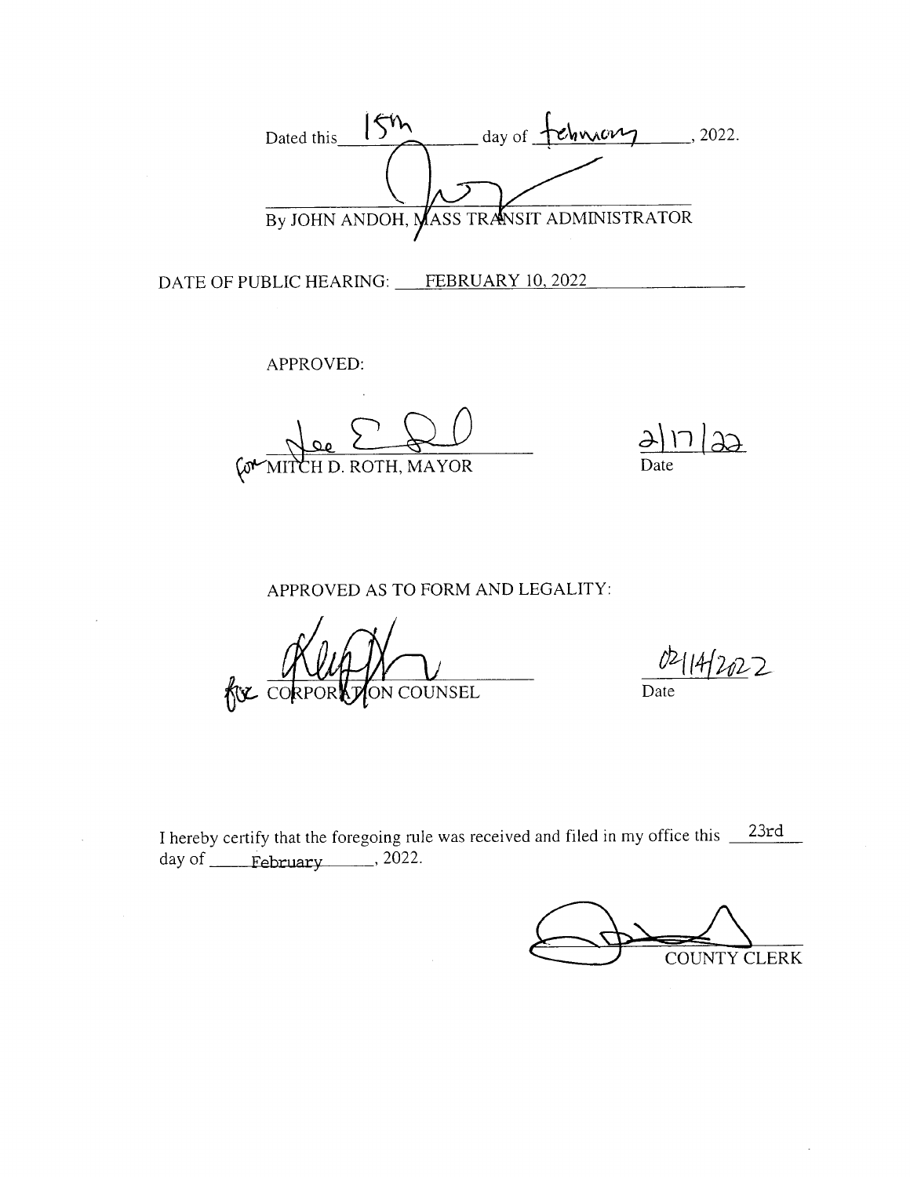Dated this 15th day of February, 2022.

By JOHN ANDOH, MASS TRANSIT ADMINISTRATOR

DATE OF PUBLIC HEARING: FEBRUARY 10, 2022

APPROVED:

for MITCH D. ROTH, MAYOR

2/17/22
Date

APPROVED AS TO FORM AND LEGALITY:

for CORPORATION COUNSEL

02/14/2022
Date

I hereby certify that the foregoing rule was received and filed in my office this 23rd day of February, 2022.

COUNTY CLERK